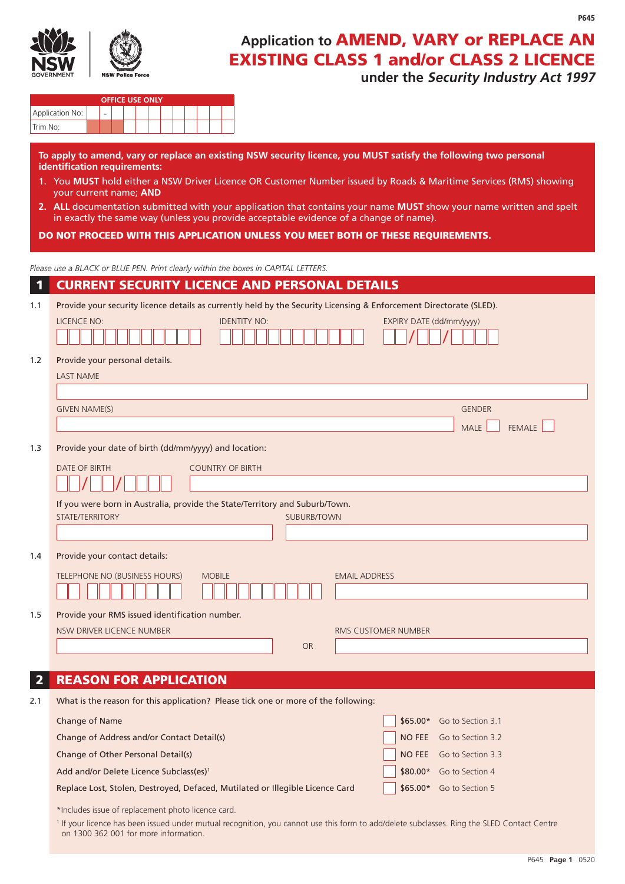P645

# Application to AMEND, VARY or REPLACE AN EXISTING CLASS 1 and/or CLASS 2 LICENCE

### under the *Security Industry Act 1997*

| OFFICE USE ONLY | |
|---|---|
| Application No: | – |
| Trim No: | |

**To apply to amend, vary or replace an existing NSW security licence, you MUST satisfy the following two personal identification requirements:**

1. You **MUST** hold either a NSW Driver Licence OR Customer Number issued by Roads & Maritime Services (RMS) showing your current name; **AND**
2. **ALL** documentation submitted with your application that contains your name **MUST** show your name written and spelt in exactly the same way (unless you provide acceptable evidence of a change of name).

**DO NOT PROCEED WITH THIS APPLICATION UNLESS YOU MEET BOTH OF THESE REQUIREMENTS.**

*Please use a BLACK or BLUE PEN. Print clearly within the boxes in CAPITAL LETTERS.*

## 1 CURRENT SECURITY LICENCE AND PERSONAL DETAILS

1.1 Provide your security licence details as currently held by the Security Licensing & Enforcement Directorate (SLED).

LICENCE NO: | IDENTITY NO: | EXPIRY DATE (dd/mm/yyyy) / /

1.2 Provide your personal details.

LAST NAME

GIVEN NAME(S)

GENDER MALE ☐ FEMALE ☐

1.3 Provide your date of birth (dd/mm/yyyy) and location:

DATE OF BIRTH / / | COUNTRY OF BIRTH

If you were born in Australia, provide the State/Territory and Suburb/Town.

STATE/TERRITORY | SUBURB/TOWN

1.4 Provide your contact details:

TELEPHONE NO (BUSINESS HOURS) | MOBILE | EMAIL ADDRESS

1.5 Provide your RMS issued identification number.

NSW DRIVER LICENCE NUMBER OR RMS CUSTOMER NUMBER

## 2 REASON FOR APPLICATION

2.1 What is the reason for this application? Please tick one or more of the following:

| | | | |
|---|---|---|---|
| Change of Name | ☐ | $65.00* | Go to Section 3.1 |
| Change of Address and/or Contact Detail(s) | ☐ | NO FEE | Go to Section 3.2 |
| Change of Other Personal Detail(s) | ☐ | NO FEE | Go to Section 3.3 |
| Add and/or Delete Licence Subclass(es)[1] | ☐ | $80.00* | Go to Section 4 |
| Replace Lost, Stolen, Destroyed, Defaced, Mutilated or Illegible Licence Card | ☐ | $65.00* | Go to Section 5 |

*Includes issue of replacement photo licence card.

[1] If your licence has been issued under mutual recognition, you cannot use this form to add/delete subclasses. Ring the SLED Contact Centre on 1300 362 001 for more information.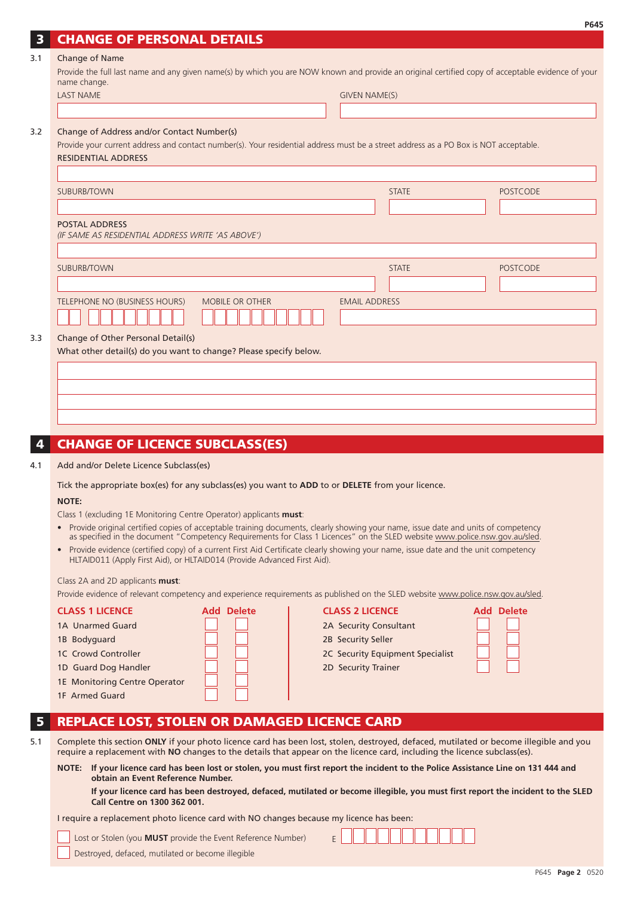## 3 CHANGE OF PERSONAL DETAILS

**3.1** Change of Name

Provide the full last name and any given name(s) by which you are NOW known and provide an original certified copy of acceptable evidence of your name change.

LAST NAME

GIVEN NAME(S)

**3.2** Change of Address and/or Contact Number(s)

Provide your current address and contact number(s). Your residential address must be a street address as a PO Box is NOT acceptable.

RESIDENTIAL ADDRESS

SUBURB/TOWN | STATE | POSTCODE

POSTAL ADDRESS
*(IF SAME AS RESIDENTIAL ADDRESS WRITE 'AS ABOVE')*

SUBURB/TOWN | STATE | POSTCODE

TELEPHONE NO (BUSINESS HOURS) | MOBILE OR OTHER | EMAIL ADDRESS

**3.3** Change of Other Personal Detail(s)

What other detail(s) do you want to change? Please specify below.

## 4 CHANGE OF LICENCE SUBCLASS(ES)

**4.1** Add and/or Delete Licence Subclass(es)

Tick the appropriate box(es) for any subclass(es) you want to **ADD** to or **DELETE** from your licence.

**NOTE:**

Class 1 (excluding 1E Monitoring Centre Operator) applicants **must**:

- Provide original certified copies of acceptable training documents, clearly showing your name, issue date and units of competency as specified in the document "Competency Requirements for Class 1 Licences" on the SLED website www.police.nsw.gov.au/sled.
- Provide evidence (certified copy) of a current First Aid Certificate clearly showing your name, issue date and the unit competency HLTAID011 (Apply First Aid), or HLTAID014 (Provide Advanced First Aid).

Class 2A and 2D applicants **must**:

Provide evidence of relevant competency and experience requirements as published on the SLED website www.police.nsw.gov.au/sled.

| CLASS 1 LICENCE | Add | Delete |
|---|---|---|
| 1A Unarmed Guard | ☐ | ☐ |
| 1B Bodyguard | ☐ | ☐ |
| 1C Crowd Controller | ☐ | ☐ |
| 1D Guard Dog Handler | ☐ | ☐ |
| 1E Monitoring Centre Operator | ☐ | ☐ |
| 1F Armed Guard | ☐ | ☐ |

| CLASS 2 LICENCE | Add | Delete |
|---|---|---|
| 2A Security Consultant | ☐ | ☐ |
| 2B Security Seller | ☐ | ☐ |
| 2C Security Equipment Specialist | ☐ | ☐ |
| 2D Security Trainer | ☐ | ☐ |

## 5 REPLACE LOST, STOLEN OR DAMAGED LICENCE CARD

**5.1** Complete this section **ONLY** if your photo licence card has been lost, stolen, destroyed, defaced, mutilated or become illegible and you require a replacement with **NO** changes to the details that appear on the licence card, including the licence subclass(es).

**NOTE: If your licence card has been lost or stolen, you must first report the incident to the Police Assistance Line on 131 444 and obtain an Event Reference Number.**

**If your licence card has been destroyed, defaced, mutilated or become illegible, you must first report the incident to the SLED Call Centre on 1300 362 001.**

I require a replacement photo licence card with NO changes because my licence has been:

☐ Lost or Stolen (you **MUST** provide the Event Reference Number) E

☐ Destroyed, defaced, mutilated or become illegible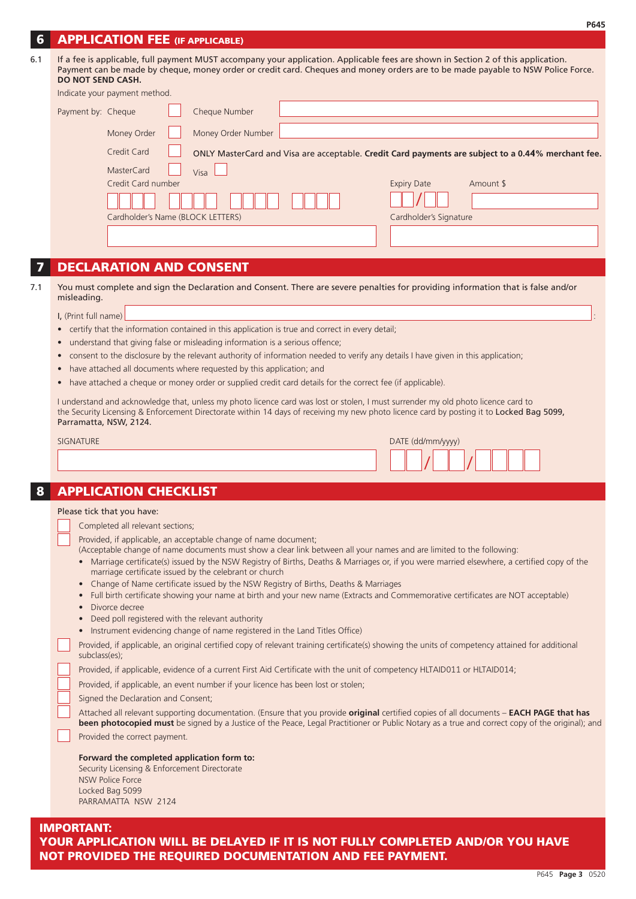## 6 APPLICATION FEE (IF APPLICABLE)

6.1 If a fee is applicable, full payment MUST accompany your application. Applicable fees are shown in Section 2 of this application. Payment can be made by cheque, money order or credit card. Cheques and money orders are to be made payable to NSW Police Force. **DO NOT SEND CASH.**

Indicate your payment method.

Payment by: Cheque ☐ Cheque Number

Money Order ☐ Money Order Number

Credit Card ☐ ONLY MasterCard and Visa are acceptable. **Credit Card payments are subject to a 0.44% merchant fee.**

MasterCard ☐ Visa ☐

Credit Card number

Expiry Date /

Amount $

Cardholder's Name (BLOCK LETTERS)

Cardholder's Signature

## 7 DECLARATION AND CONSENT

7.1 You must complete and sign the Declaration and Consent. There are severe penalties for providing information that is false and/or misleading.

I, (Print full name) :

- certify that the information contained in this application is true and correct in every detail;
- understand that giving false or misleading information is a serious offence;
- consent to the disclosure by the relevant authority of information needed to verify any details I have given in this application;
- have attached all documents where requested by this application; and
- have attached a cheque or money order or supplied credit card details for the correct fee (if applicable).

I understand and acknowledge that, unless my photo licence card was lost or stolen, I must surrender my old photo licence card to the Security Licensing & Enforcement Directorate within 14 days of receiving my new photo licence card by posting it to **Locked Bag 5099, Parramatta, NSW, 2124.**

SIGNATURE

DATE (dd/mm/yyyy) / /

## 8 APPLICATION CHECKLIST

Please tick that you have:

- ☐ Completed all relevant sections;
- ☐ Provided, if applicable, an acceptable change of name document;
  (Acceptable change of name documents must show a clear link between all your names and are limited to the following:
  - Marriage certificate(s) issued by the NSW Registry of Births, Deaths & Marriages or, if you were married elsewhere, a certified copy of the marriage certificate issued by the celebrant or church
  - Change of Name certificate issued by the NSW Registry of Births, Deaths & Marriages
  - Full birth certificate showing your name at birth and your new name (Extracts and Commemorative certificates are NOT acceptable)
  - Divorce decree
  - Deed poll registered with the relevant authority
  - Instrument evidencing change of name registered in the Land Titles Office)
- ☐ Provided, if applicable, an original certified copy of relevant training certificate(s) showing the units of competency attained for additional subclass(es);
- ☐ Provided, if applicable, evidence of a current First Aid Certificate with the unit of competency HLTAID011 or HLTAID014;
- ☐ Provided, if applicable, an event number if your licence has been lost or stolen;
- ☐ Signed the Declaration and Consent;
- ☐ Attached all relevant supporting documentation. (Ensure that you provide **original** certified copies of all documents – **EACH PAGE that has been photocopied must** be signed by a Justice of the Peace, Legal Practitioner or Public Notary as a true and correct copy of the original); and
- ☐ Provided the correct payment.

**Forward the completed application form to:**
Security Licensing & Enforcement Directorate
NSW Police Force
Locked Bag 5099
PARRAMATTA NSW 2124

**IMPORTANT:**
**YOUR APPLICATION WILL BE DELAYED IF IT IS NOT FULLY COMPLETED AND/OR YOU HAVE NOT PROVIDED THE REQUIRED DOCUMENTATION AND FEE PAYMENT.**